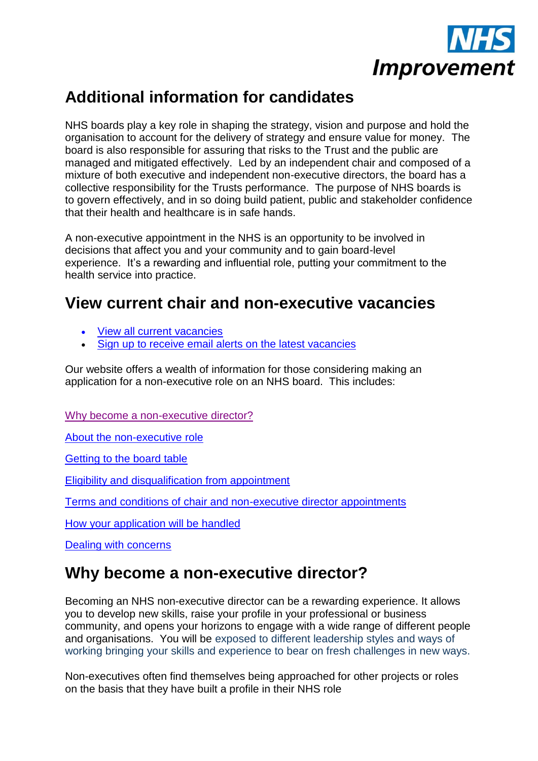# Additional information for candidates

NHS boards play a key role in shaping the strategy, vision and purpose and hold the organisation to account for the delivery of strategy and ensure value for money. The board is also responsible for assuring that risks to the Trust and the public are managed and mitigated effectively. Led by an independent chair and composed of a mixture of both executive and independent non-executive directors, the board has a collective responsibility for the Trusts performance. The purpose of NHS boards is to govern effectively, and in so doing build patient, public and stakeholder confidence that their health and healthcare is in safe hands.

A non-executive appointment in the NHS is an opportunity to be involved in decisions that affect you and your community and to gain board-level experience. It's a rewarding and influential role, putting your commitment to the health service into practice.

## View current chair and non-executive vacancies

- View all current vacancies
- Sign up to receive email alerts on the latest vacancies

Our website offers a wealth of information for those considering making an application for a non-executive role on an NHS board. This includes:

Why become a non-executive director?

About the non-executive role

Getting to the board table

Eligibility and disqualification from appointment

Terms and conditions of chair and non-executive director appointments

How your application will be handled

Dealing with concerns

## Why become a non-executive director?

Becoming an NHS non-executive director can be a rewarding experience. It allows you to develop new skills, raise your profile in your professional or business community, and opens your horizons to engage with a wide range of different people and organisations. You will be exposed to different leadership styles and ways of working bringing your skills and experience to bear on fresh challenges in new ways.

Non-executives often find themselves being approached for other projects or roles on the basis that they have built a profile in their NHS role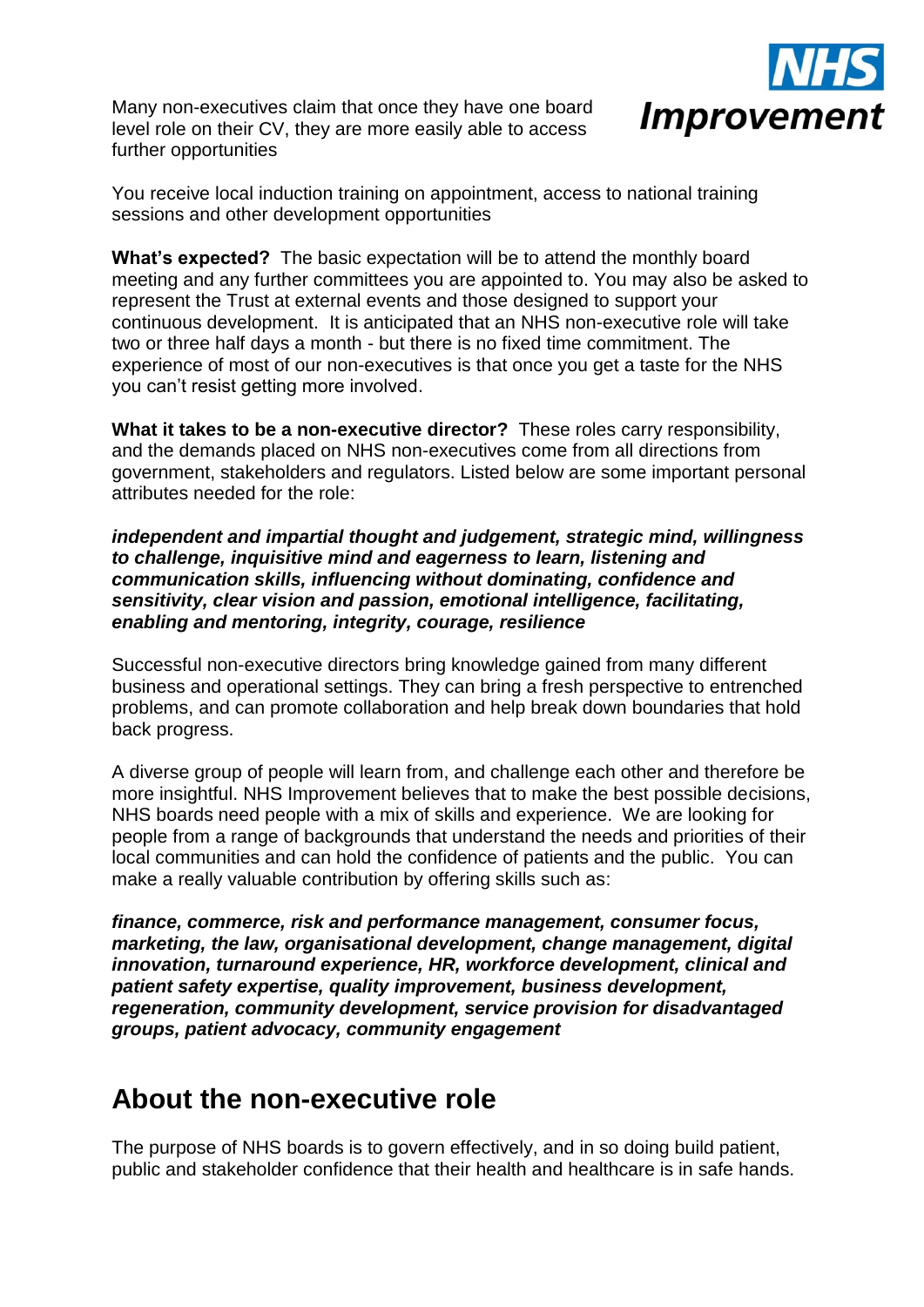Many non-executives claim that once they have one board level role on their CV, they are more easily able to access further opportunities

You receive local induction training on appointment, access to national training sessions and other development opportunities

**What's expected?** The basic expectation will be to attend the monthly board meeting and any further committees you are appointed to. You may also be asked to represent the Trust at external events and those designed to support your continuous development. It is anticipated that an NHS non-executive role will take two or three half days a month - but there is no fixed time commitment. The experience of most of our non-executives is that once you get a taste for the NHS you can't resist getting more involved.

**What it takes to be a non-executive director?** These roles carry responsibility, and the demands placed on NHS non-executives come from all directions from government, stakeholders and regulators. Listed below are some important personal attributes needed for the role:

***independent and impartial thought and judgement, strategic mind, willingness to challenge, inquisitive mind and eagerness to learn, listening and communication skills, influencing without dominating, confidence and sensitivity, clear vision and passion, emotional intelligence, facilitating, enabling and mentoring, integrity, courage, resilience***

Successful non-executive directors bring knowledge gained from many different business and operational settings. They can bring a fresh perspective to entrenched problems, and can promote collaboration and help break down boundaries that hold back progress.

A diverse group of people will learn from, and challenge each other and therefore be more insightful. NHS Improvement believes that to make the best possible decisions, NHS boards need people with a mix of skills and experience. We are looking for people from a range of backgrounds that understand the needs and priorities of their local communities and can hold the confidence of patients and the public. You can make a really valuable contribution by offering skills such as:

***finance, commerce, risk and performance management, consumer focus, marketing, the law, organisational development, change management, digital innovation, turnaround experience, HR, workforce development, clinical and patient safety expertise, quality improvement, business development, regeneration, community development, service provision for disadvantaged groups, patient advocacy, community engagement***

## About the non-executive role

The purpose of NHS boards is to govern effectively, and in so doing build patient, public and stakeholder confidence that their health and healthcare is in safe hands.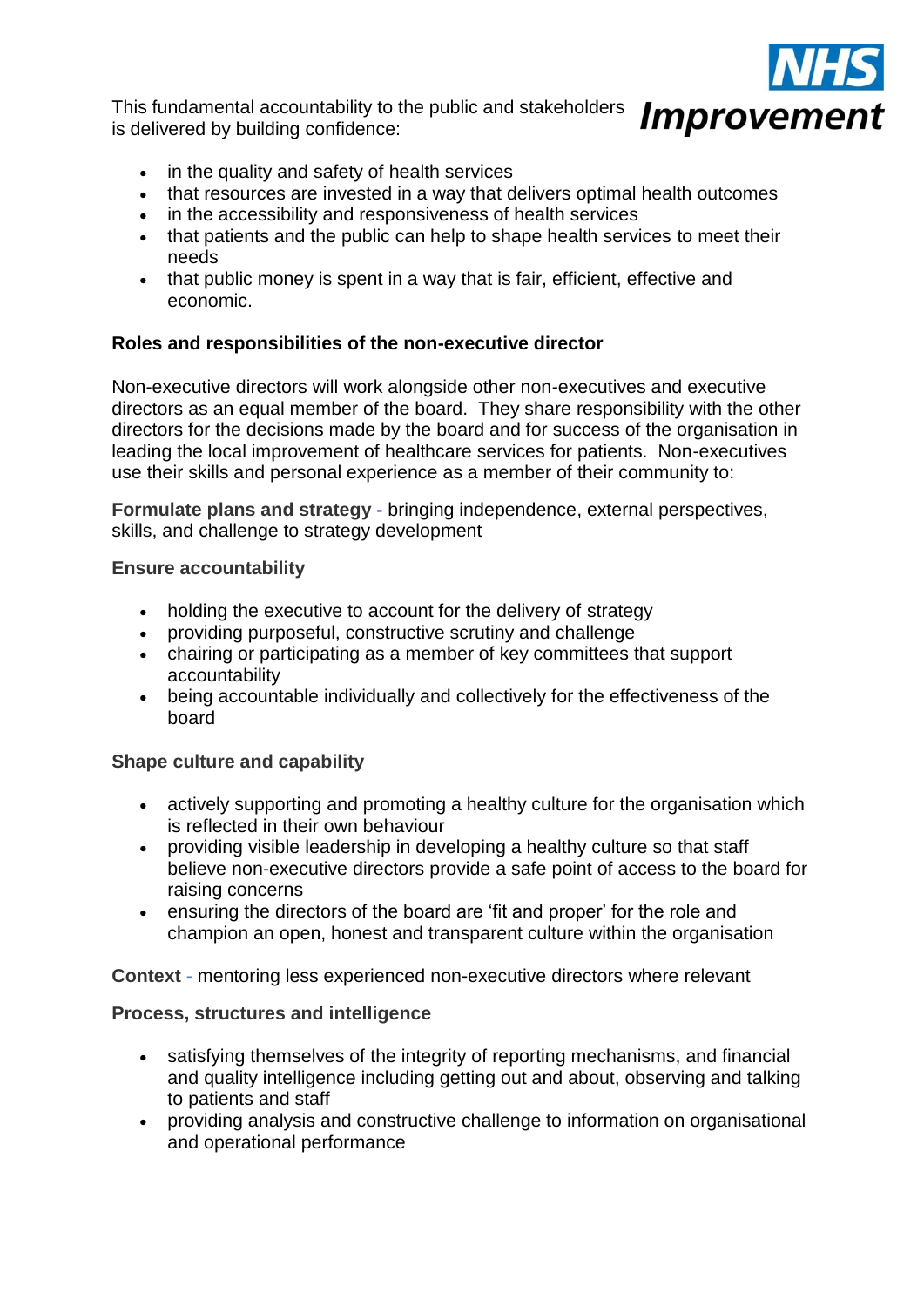This fundamental accountability to the public and stakeholders is delivered by building confidence:

- in the quality and safety of health services
- that resources are invested in a way that delivers optimal health outcomes
- in the accessibility and responsiveness of health services
- that patients and the public can help to shape health services to meet their needs
- that public money is spent in a way that is fair, efficient, effective and economic.

**Roles and responsibilities of the non-executive director**

Non-executive directors will work alongside other non-executives and executive directors as an equal member of the board. They share responsibility with the other directors for the decisions made by the board and for success of the organisation in leading the local improvement of healthcare services for patients. Non-executives use their skills and personal experience as a member of their community to:

**Formulate plans and strategy** - bringing independence, external perspectives, skills, and challenge to strategy development

**Ensure accountability**

- holding the executive to account for the delivery of strategy
- providing purposeful, constructive scrutiny and challenge
- chairing or participating as a member of key committees that support accountability
- being accountable individually and collectively for the effectiveness of the board

**Shape culture and capability**

- actively supporting and promoting a healthy culture for the organisation which is reflected in their own behaviour
- providing visible leadership in developing a healthy culture so that staff believe non-executive directors provide a safe point of access to the board for raising concerns
- ensuring the directors of the board are 'fit and proper' for the role and champion an open, honest and transparent culture within the organisation

**Context** - mentoring less experienced non-executive directors where relevant

**Process, structures and intelligence**

- satisfying themselves of the integrity of reporting mechanisms, and financial and quality intelligence including getting out and about, observing and talking to patients and staff
- providing analysis and constructive challenge to information on organisational and operational performance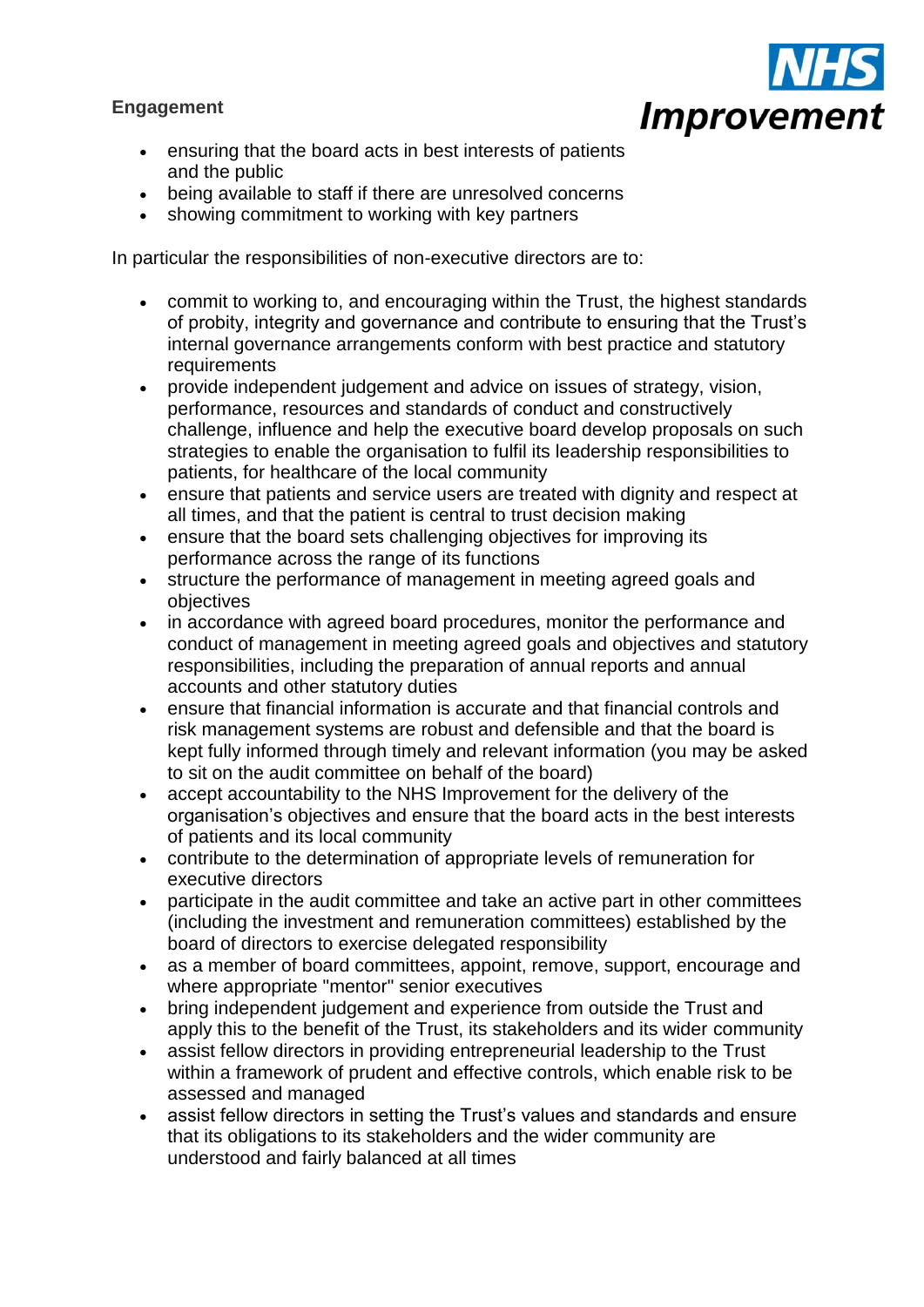**Engagement**

- ensuring that the board acts in best interests of patients and the public
- being available to staff if there are unresolved concerns
- showing commitment to working with key partners

In particular the responsibilities of non-executive directors are to:

- commit to working to, and encouraging within the Trust, the highest standards of probity, integrity and governance and contribute to ensuring that the Trust's internal governance arrangements conform with best practice and statutory requirements
- provide independent judgement and advice on issues of strategy, vision, performance, resources and standards of conduct and constructively challenge, influence and help the executive board develop proposals on such strategies to enable the organisation to fulfil its leadership responsibilities to patients, for healthcare of the local community
- ensure that patients and service users are treated with dignity and respect at all times, and that the patient is central to trust decision making
- ensure that the board sets challenging objectives for improving its performance across the range of its functions
- structure the performance of management in meeting agreed goals and objectives
- in accordance with agreed board procedures, monitor the performance and conduct of management in meeting agreed goals and objectives and statutory responsibilities, including the preparation of annual reports and annual accounts and other statutory duties
- ensure that financial information is accurate and that financial controls and risk management systems are robust and defensible and that the board is kept fully informed through timely and relevant information (you may be asked to sit on the audit committee on behalf of the board)
- accept accountability to the NHS Improvement for the delivery of the organisation's objectives and ensure that the board acts in the best interests of patients and its local community
- contribute to the determination of appropriate levels of remuneration for executive directors
- participate in the audit committee and take an active part in other committees (including the investment and remuneration committees) established by the board of directors to exercise delegated responsibility
- as a member of board committees, appoint, remove, support, encourage and where appropriate "mentor" senior executives
- bring independent judgement and experience from outside the Trust and apply this to the benefit of the Trust, its stakeholders and its wider community
- assist fellow directors in providing entrepreneurial leadership to the Trust within a framework of prudent and effective controls, which enable risk to be assessed and managed
- assist fellow directors in setting the Trust's values and standards and ensure that its obligations to its stakeholders and the wider community are understood and fairly balanced at all times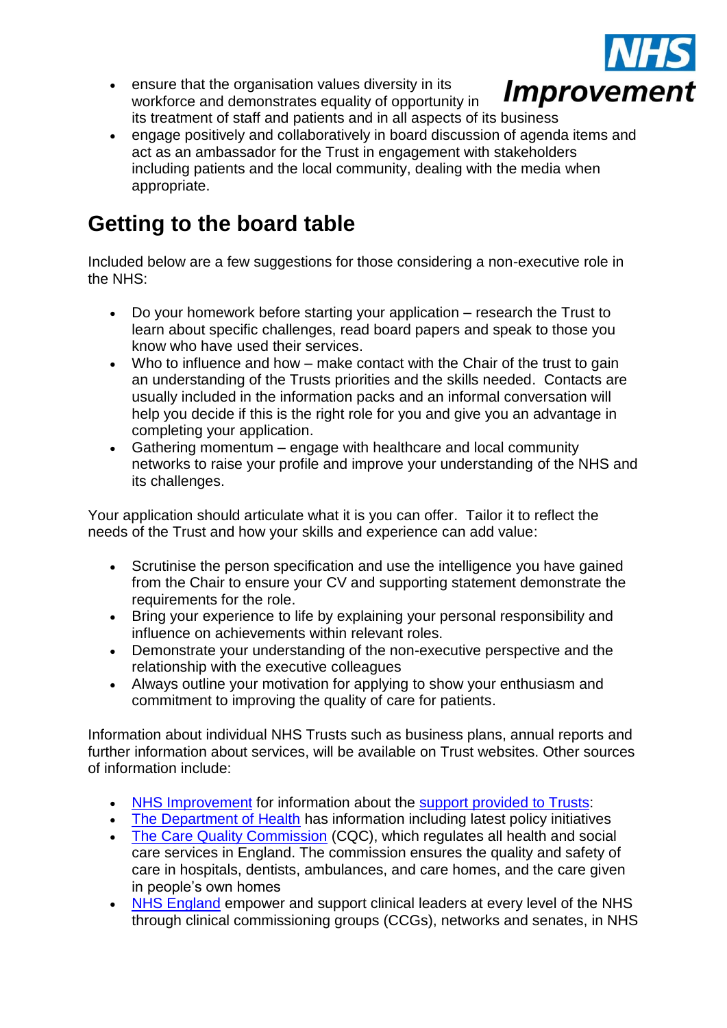- ensure that the organisation values diversity in its workforce and demonstrates equality of opportunity in its treatment of staff and patients and in all aspects of its business
- engage positively and collaboratively in board discussion of agenda items and act as an ambassador for the Trust in engagement with stakeholders including patients and the local community, dealing with the media when appropriate.

## Getting to the board table

Included below are a few suggestions for those considering a non-executive role in the NHS:

- Do your homework before starting your application – research the Trust to learn about specific challenges, read board papers and speak to those you know who have used their services.
- Who to influence and how – make contact with the Chair of the trust to gain an understanding of the Trusts priorities and the skills needed. Contacts are usually included in the information packs and an informal conversation will help you decide if this is the right role for you and give you an advantage in completing your application.
- Gathering momentum – engage with healthcare and local community networks to raise your profile and improve your understanding of the NHS and its challenges.

Your application should articulate what it is you can offer. Tailor it to reflect the needs of the Trust and how your skills and experience can add value:

- Scrutinise the person specification and use the intelligence you have gained from the Chair to ensure your CV and supporting statement demonstrate the requirements for the role.
- Bring your experience to life by explaining your personal responsibility and influence on achievements within relevant roles.
- Demonstrate your understanding of the non-executive perspective and the relationship with the executive colleagues
- Always outline your motivation for applying to show your enthusiasm and commitment to improving the quality of care for patients.

Information about individual NHS Trusts such as business plans, annual reports and further information about services, will be available on Trust websites. Other sources of information include:

- NHS Improvement for information about the support provided to Trusts:
- The Department of Health has information including latest policy initiatives
- The Care Quality Commission (CQC), which regulates all health and social care services in England. The commission ensures the quality and safety of care in hospitals, dentists, ambulances, and care homes, and the care given in people's own homes
- NHS England empower and support clinical leaders at every level of the NHS through clinical commissioning groups (CCGs), networks and senates, in NHS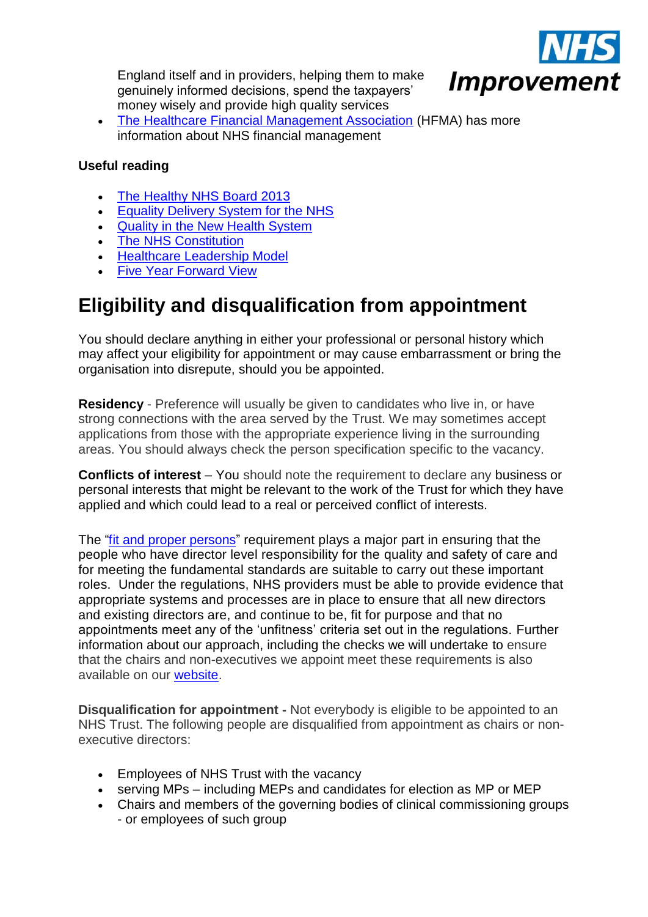England itself and in providers, helping them to make genuinely informed decisions, spend the taxpayers' money wisely and provide high quality services

- The Healthcare Financial Management Association (HFMA) has more information about NHS financial management

**Useful reading**

- The Healthy NHS Board 2013
- Equality Delivery System for the NHS
- Quality in the New Health System
- The NHS Constitution
- Healthcare Leadership Model
- Five Year Forward View

# Eligibility and disqualification from appointment

You should declare anything in either your professional or personal history which may affect your eligibility for appointment or may cause embarrassment or bring the organisation into disrepute, should you be appointed.

**Residency** - Preference will usually be given to candidates who live in, or have strong connections with the area served by the Trust. We may sometimes accept applications from those with the appropriate experience living in the surrounding areas. You should always check the person specification specific to the vacancy.

**Conflicts of interest** – You should note the requirement to declare any business or personal interests that might be relevant to the work of the Trust for which they have applied and which could lead to a real or perceived conflict of interests.

The "fit and proper persons" requirement plays a major part in ensuring that the people who have director level responsibility for the quality and safety of care and for meeting the fundamental standards are suitable to carry out these important roles. Under the regulations, NHS providers must be able to provide evidence that appropriate systems and processes are in place to ensure that all new directors and existing directors are, and continue to be, fit for purpose and that no appointments meet any of the 'unfitness' criteria set out in the regulations. Further information about our approach, including the checks we will undertake to ensure that the chairs and non-executives we appoint meet these requirements is also available on our website.

**Disqualification for appointment -** Not everybody is eligible to be appointed to an NHS Trust. The following people are disqualified from appointment as chairs or non-executive directors:

- Employees of NHS Trust with the vacancy
- serving MPs – including MEPs and candidates for election as MP or MEP
- Chairs and members of the governing bodies of clinical commissioning groups - or employees of such group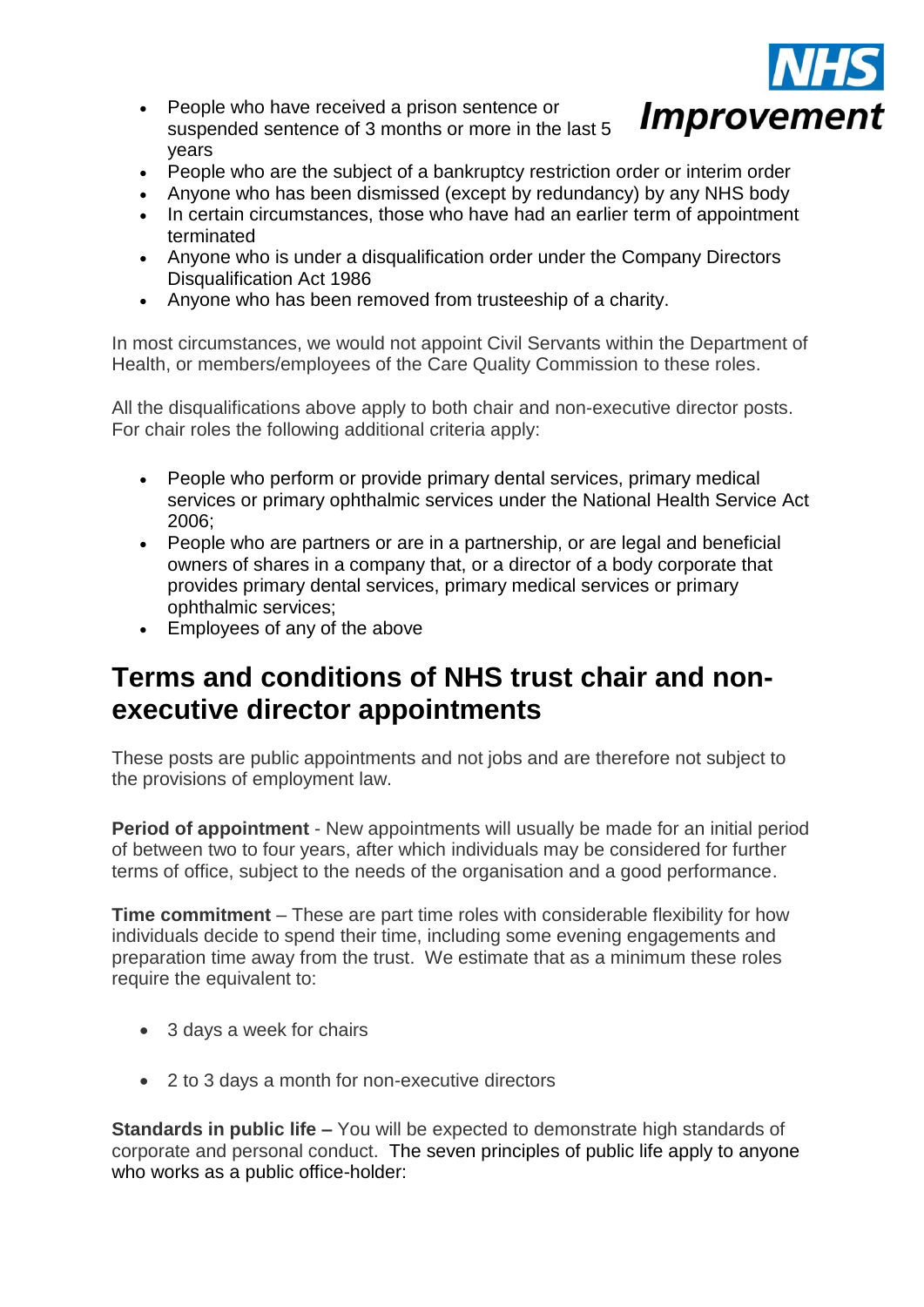- People who have received a prison sentence or suspended sentence of 3 months or more in the last 5 years
- People who are the subject of a bankruptcy restriction order or interim order
- Anyone who has been dismissed (except by redundancy) by any NHS body
- In certain circumstances, those who have had an earlier term of appointment terminated
- Anyone who is under a disqualification order under the Company Directors Disqualification Act 1986
- Anyone who has been removed from trusteeship of a charity.

In most circumstances, we would not appoint Civil Servants within the Department of Health, or members/employees of the Care Quality Commission to these roles.

All the disqualifications above apply to both chair and non-executive director posts. For chair roles the following additional criteria apply:

- People who perform or provide primary dental services, primary medical services or primary ophthalmic services under the National Health Service Act 2006;
- People who are partners or are in a partnership, or are legal and beneficial owners of shares in a company that, or a director of a body corporate that provides primary dental services, primary medical services or primary ophthalmic services;
- Employees of any of the above

## Terms and conditions of NHS trust chair and non-executive director appointments

These posts are public appointments and not jobs and are therefore not subject to the provisions of employment law.

**Period of appointment** - New appointments will usually be made for an initial period of between two to four years, after which individuals may be considered for further terms of office, subject to the needs of the organisation and a good performance.

**Time commitment** – These are part time roles with considerable flexibility for how individuals decide to spend their time, including some evening engagements and preparation time away from the trust. We estimate that as a minimum these roles require the equivalent to:

- 3 days a week for chairs
- 2 to 3 days a month for non-executive directors

**Standards in public life –** You will be expected to demonstrate high standards of corporate and personal conduct. The seven principles of public life apply to anyone who works as a public office-holder: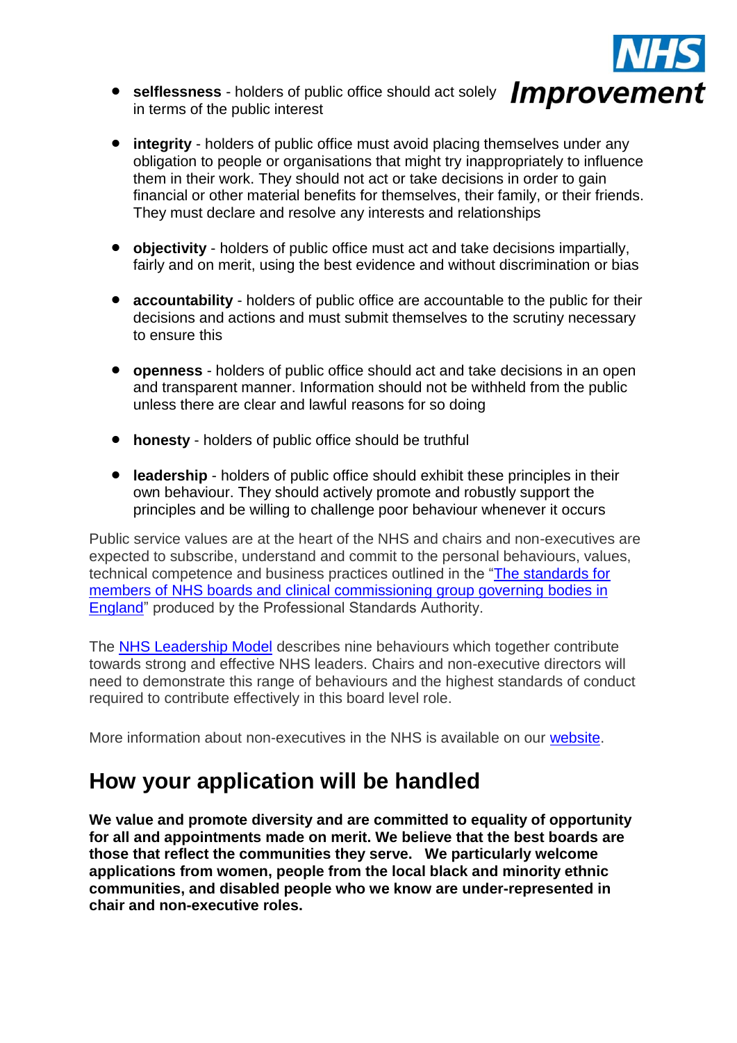- **selflessness** - holders of public office should act solely in terms of the public interest

- **integrity** - holders of public office must avoid placing themselves under any obligation to people or organisations that might try inappropriately to influence them in their work. They should not act or take decisions in order to gain financial or other material benefits for themselves, their family, or their friends. They must declare and resolve any interests and relationships

- **objectivity** - holders of public office must act and take decisions impartially, fairly and on merit, using the best evidence and without discrimination or bias

- **accountability** - holders of public office are accountable to the public for their decisions and actions and must submit themselves to the scrutiny necessary to ensure this

- **openness** - holders of public office should act and take decisions in an open and transparent manner. Information should not be withheld from the public unless there are clear and lawful reasons for so doing

- **honesty** - holders of public office should be truthful

- **leadership** - holders of public office should exhibit these principles in their own behaviour. They should actively promote and robustly support the principles and be willing to challenge poor behaviour whenever it occurs

Public service values are at the heart of the NHS and chairs and non-executives are expected to subscribe, understand and commit to the personal behaviours, values, technical competence and business practices outlined in the "The standards for members of NHS boards and clinical commissioning group governing bodies in England" produced by the Professional Standards Authority.

The NHS Leadership Model describes nine behaviours which together contribute towards strong and effective NHS leaders. Chairs and non-executive directors will need to demonstrate this range of behaviours and the highest standards of conduct required to contribute effectively in this board level role.

More information about non-executives in the NHS is available on our website.

## How your application will be handled

**We value and promote diversity and are committed to equality of opportunity for all and appointments made on merit. We believe that the best boards are those that reflect the communities they serve. We particularly welcome applications from women, people from the local black and minority ethnic communities, and disabled people who we know are under-represented in chair and non-executive roles.**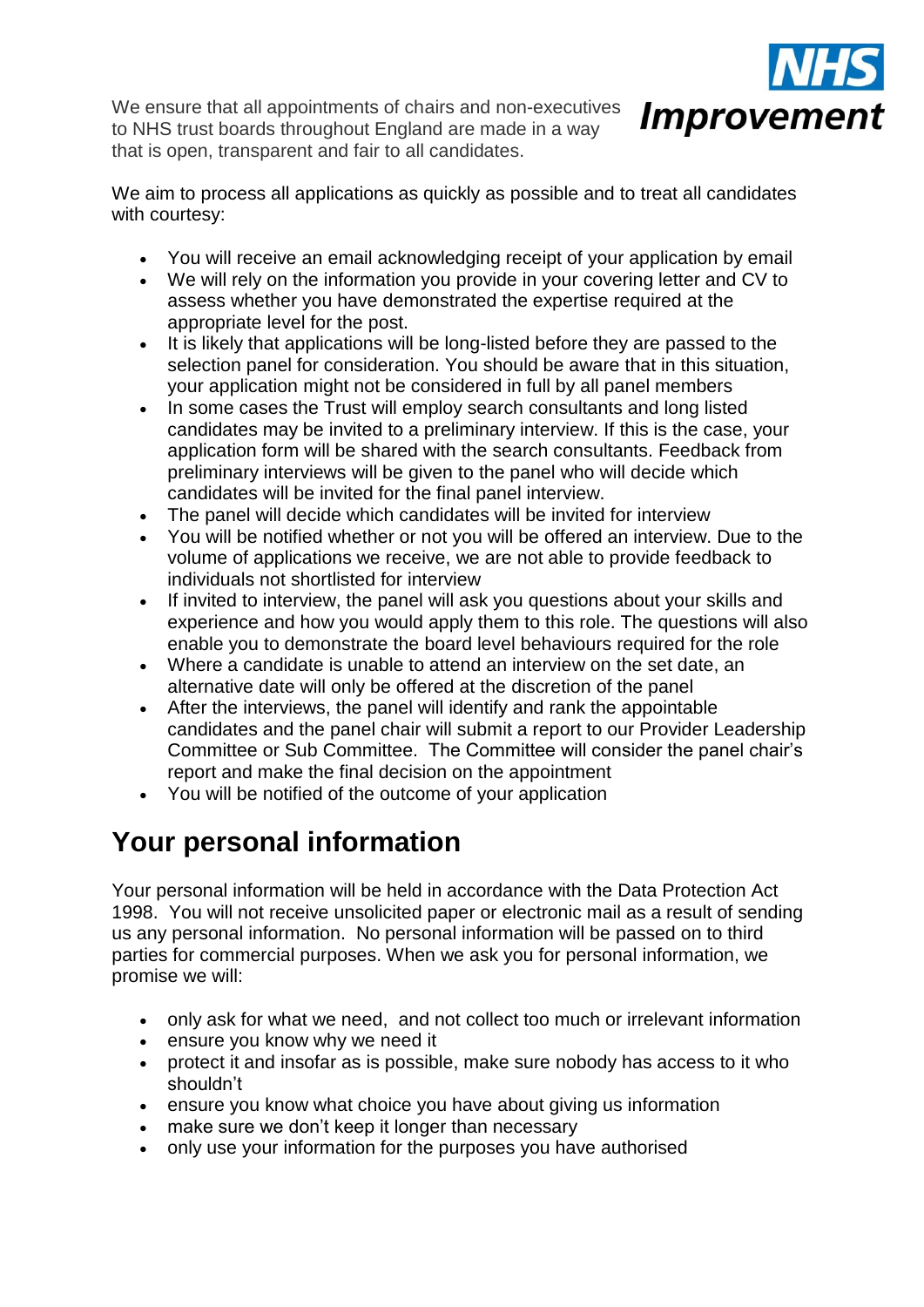We ensure that all appointments of chairs and non-executives to NHS trust boards throughout England are made in a way that is open, transparent and fair to all candidates.

We aim to process all applications as quickly as possible and to treat all candidates with courtesy:

- You will receive an email acknowledging receipt of your application by email
- We will rely on the information you provide in your covering letter and CV to assess whether you have demonstrated the expertise required at the appropriate level for the post.
- It is likely that applications will be long-listed before they are passed to the selection panel for consideration. You should be aware that in this situation, your application might not be considered in full by all panel members
- In some cases the Trust will employ search consultants and long listed candidates may be invited to a preliminary interview. If this is the case, your application form will be shared with the search consultants. Feedback from preliminary interviews will be given to the panel who will decide which candidates will be invited for the final panel interview.
- The panel will decide which candidates will be invited for interview
- You will be notified whether or not you will be offered an interview. Due to the volume of applications we receive, we are not able to provide feedback to individuals not shortlisted for interview
- If invited to interview, the panel will ask you questions about your skills and experience and how you would apply them to this role. The questions will also enable you to demonstrate the board level behaviours required for the role
- Where a candidate is unable to attend an interview on the set date, an alternative date will only be offered at the discretion of the panel
- After the interviews, the panel will identify and rank the appointable candidates and the panel chair will submit a report to our Provider Leadership Committee or Sub Committee. The Committee will consider the panel chair's report and make the final decision on the appointment
- You will be notified of the outcome of your application

## Your personal information

Your personal information will be held in accordance with the Data Protection Act 1998. You will not receive unsolicited paper or electronic mail as a result of sending us any personal information. No personal information will be passed on to third parties for commercial purposes. When we ask you for personal information, we promise we will:

- only ask for what we need, and not collect too much or irrelevant information
- ensure you know why we need it
- protect it and insofar as is possible, make sure nobody has access to it who shouldn't
- ensure you know what choice you have about giving us information
- make sure we don't keep it longer than necessary
- only use your information for the purposes you have authorised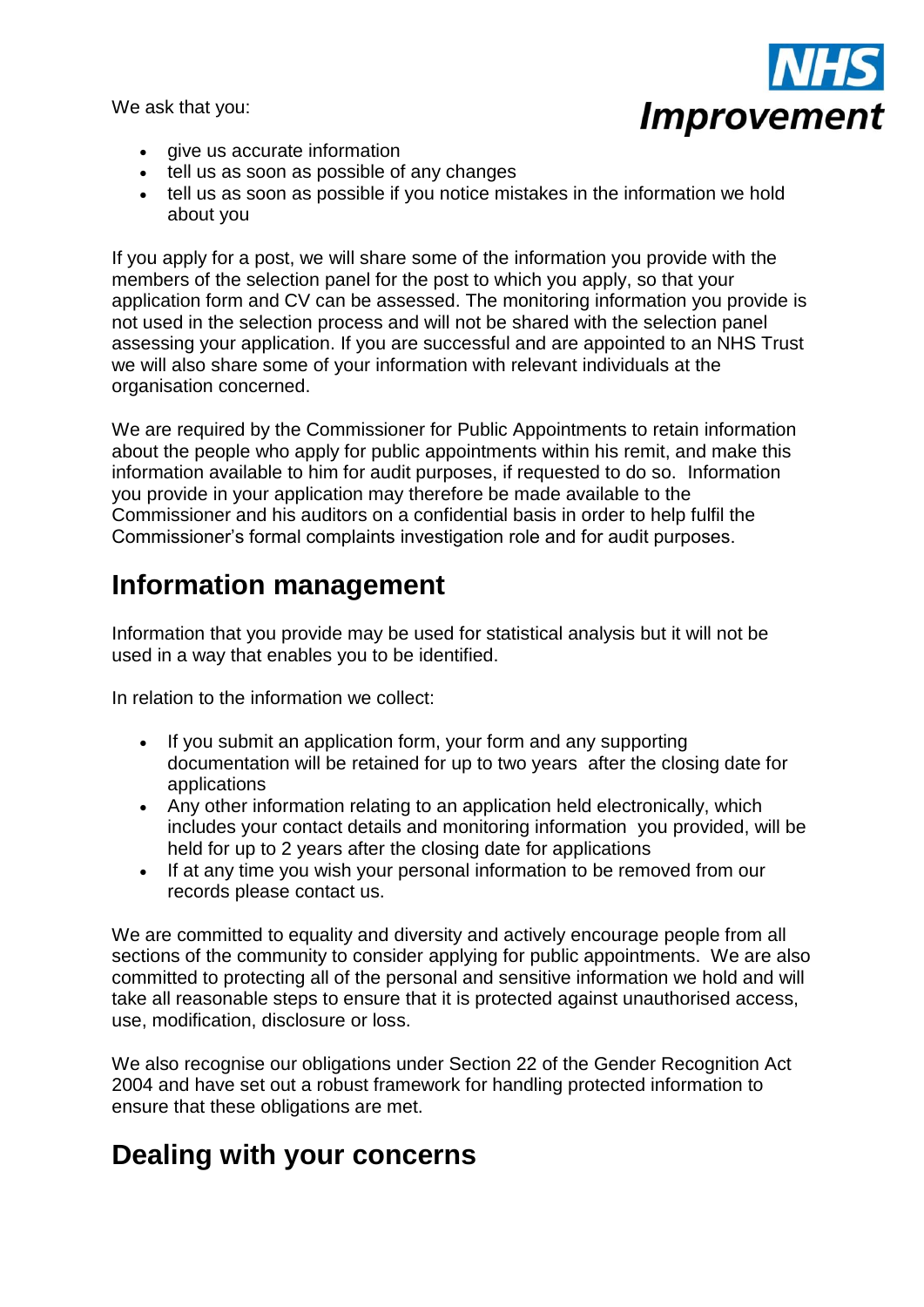We ask that you:

- give us accurate information
- tell us as soon as possible of any changes
- tell us as soon as possible if you notice mistakes in the information we hold about you

If you apply for a post, we will share some of the information you provide with the members of the selection panel for the post to which you apply, so that your application form and CV can be assessed. The monitoring information you provide is not used in the selection process and will not be shared with the selection panel assessing your application. If you are successful and are appointed to an NHS Trust we will also share some of your information with relevant individuals at the organisation concerned.

We are required by the Commissioner for Public Appointments to retain information about the people who apply for public appointments within his remit, and make this information available to him for audit purposes, if requested to do so. Information you provide in your application may therefore be made available to the Commissioner and his auditors on a confidential basis in order to help fulfil the Commissioner's formal complaints investigation role and for audit purposes.

## Information management

Information that you provide may be used for statistical analysis but it will not be used in a way that enables you to be identified.

In relation to the information we collect:

- If you submit an application form, your form and any supporting documentation will be retained for up to two years after the closing date for applications
- Any other information relating to an application held electronically, which includes your contact details and monitoring information you provided, will be held for up to 2 years after the closing date for applications
- If at any time you wish your personal information to be removed from our records please contact us.

We are committed to equality and diversity and actively encourage people from all sections of the community to consider applying for public appointments. We are also committed to protecting all of the personal and sensitive information we hold and will take all reasonable steps to ensure that it is protected against unauthorised access, use, modification, disclosure or loss.

We also recognise our obligations under Section 22 of the Gender Recognition Act 2004 and have set out a robust framework for handling protected information to ensure that these obligations are met.

## Dealing with your concerns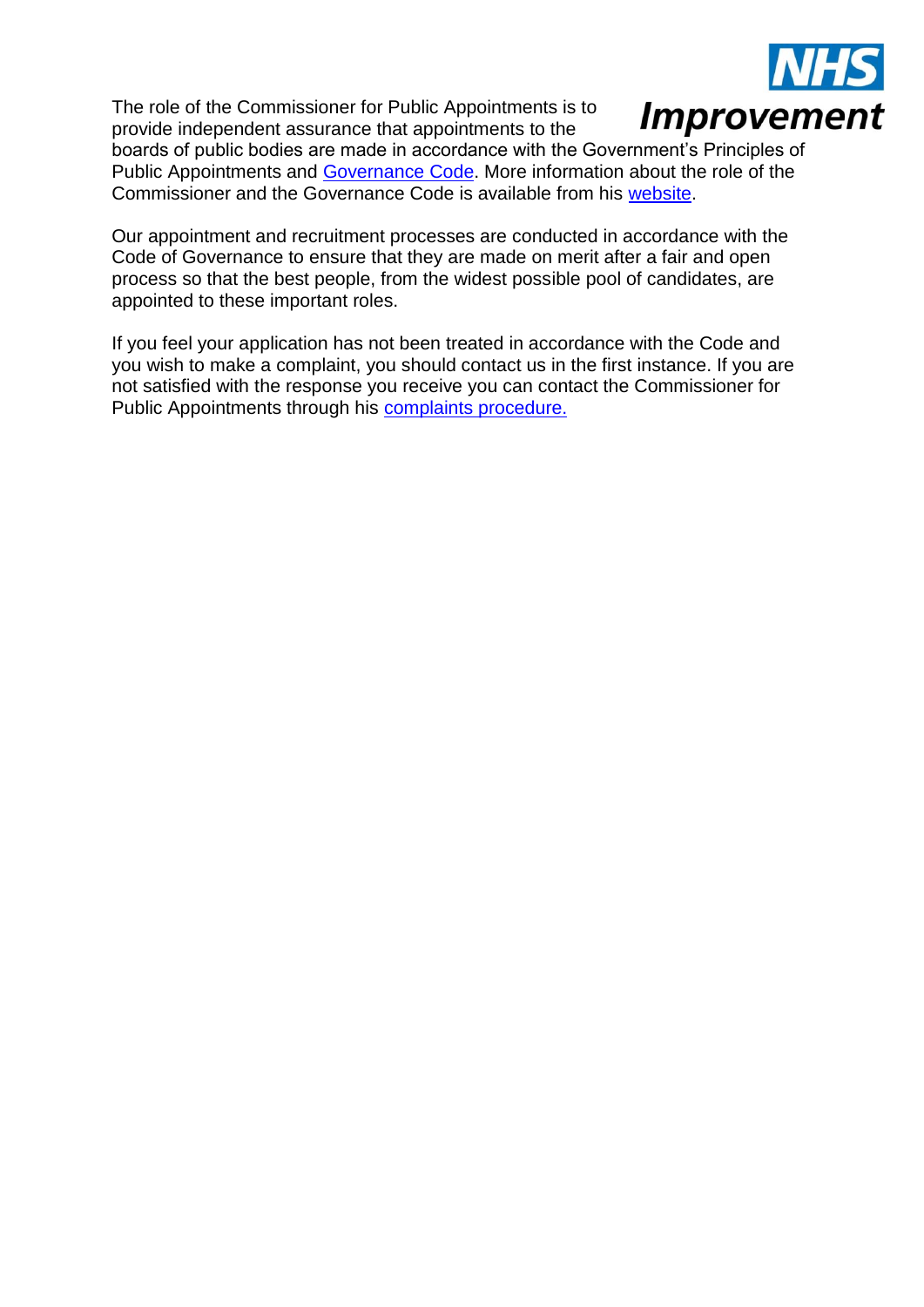The role of the Commissioner for Public Appointments is to provide independent assurance that appointments to the boards of public bodies are made in accordance with the Government's Principles of Public Appointments and Governance Code. More information about the role of the Commissioner and the Governance Code is available from his website.

Our appointment and recruitment processes are conducted in accordance with the Code of Governance to ensure that they are made on merit after a fair and open process so that the best people, from the widest possible pool of candidates, are appointed to these important roles.

If you feel your application has not been treated in accordance with the Code and you wish to make a complaint, you should contact us in the first instance. If you are not satisfied with the response you receive you can contact the Commissioner for Public Appointments through his complaints procedure.